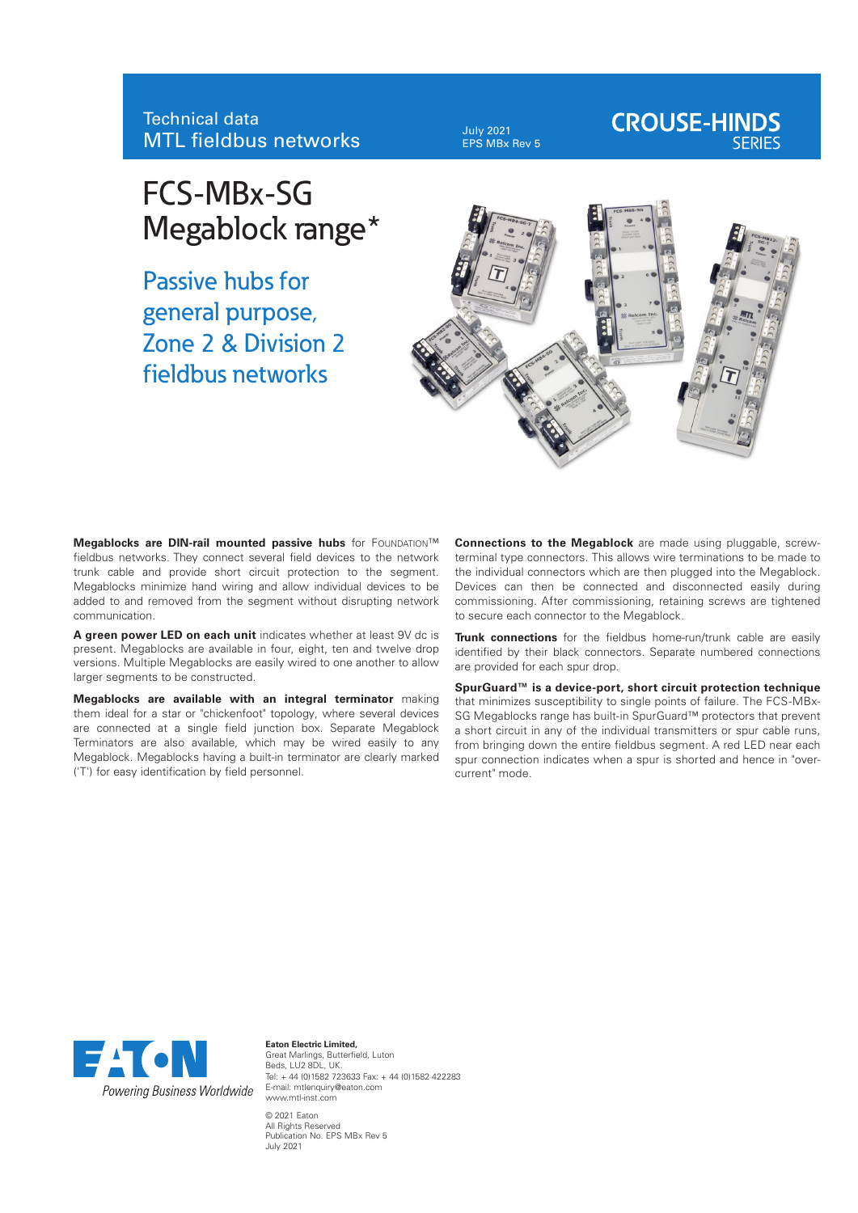Technical data
MTL fieldbus networks

July 2021
EPS MBx Rev 5

CROUSE-HINDS
SERIES

# FCS-MBx-SG Megablock range*

## Passive hubs for general purpose, Zone 2 & Division 2 fieldbus networks

**Megablocks are DIN-rail mounted passive hubs** for FOUNDATION™ fieldbus networks. They connect several field devices to the network trunk cable and provide short circuit protection to the segment. Megablocks minimize hand wiring and allow individual devices to be added to and removed from the segment without disrupting network communication.

**A green power LED on each unit** indicates whether at least 9V dc is present. Megablocks are available in four, eight, ten and twelve drop versions. Multiple Megablocks are easily wired to one another to allow larger segments to be constructed.

**Megablocks are available with an integral terminator** making them ideal for a star or "chickenfoot" topology, where several devices are connected at a single field junction box. Separate Megablock Terminators are also available, which may be wired easily to any Megablock. Megablocks having a built-in terminator are clearly marked ('T') for easy identification by field personnel.

**Connections to the Megablock** are made using pluggable, screw-terminal type connectors. This allows wire terminations to be made to the individual connectors which are then plugged into the Megablock. Devices can then be connected and disconnected easily during commissioning. After commissioning, retaining screws are tightened to secure each connector to the Megablock.

**Trunk connections** for the fieldbus home-run/trunk cable are easily identified by their black connectors. Separate numbered connections are provided for each spur drop.

**SpurGuard™ is a device-port, short circuit protection technique** that minimizes susceptibility to single points of failure. The FCS-MBx-SG Megablocks range has built-in SpurGuard™ protectors that prevent a short circuit in any of the individual transmitters or spur cable runs, from bringing down the entire fieldbus segment. A red LED near each spur connection indicates when a spur is shorted and hence in "over-current" mode.

EATON
Powering Business Worldwide

**Eaton Electric Limited,**
Great Marlings, Butterfield, Luton
Beds, LU2 8DL, UK.
Tel: + 44 (0)1582 723633 Fax: + 44 (0)1582 422283
E-mail: mtlenquiry@eaton.com
www.mtl-inst.com

© 2021 Eaton
All Rights Reserved
Publication No. EPS MBx Rev 5
July 2021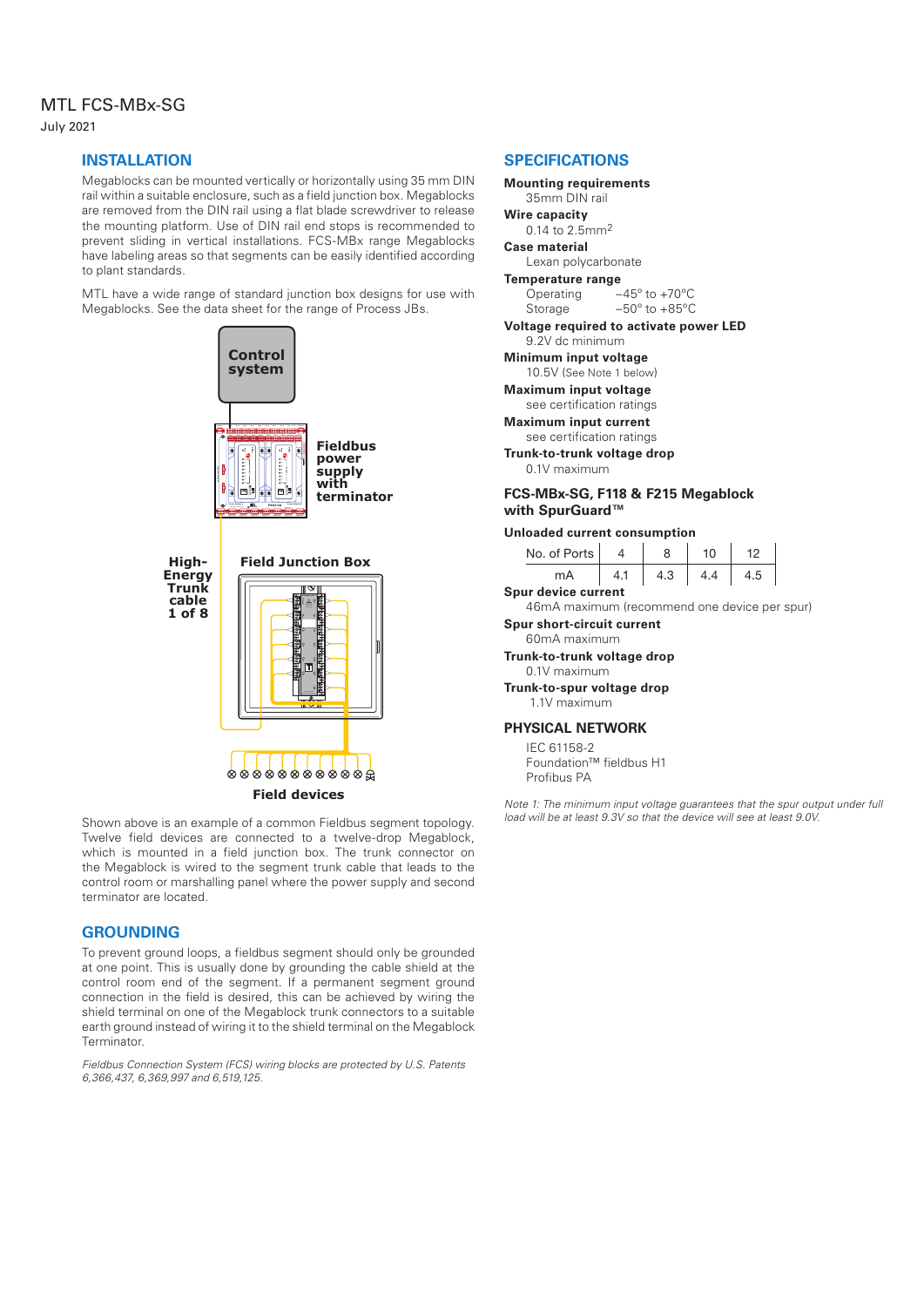MTL FCS-MBx-SG

July 2021

## INSTALLATION

Megablocks can be mounted vertically or horizontally using 35 mm DIN rail within a suitable enclosure, such as a field junction box. Megablocks are removed from the DIN rail using a flat blade screwdriver to release the mounting platform. Use of DIN rail end stops is recommended to prevent sliding in vertical installations. FCS-MBx range Megablocks have labeling areas so that segments can be easily identified according to plant standards.

MTL have a wide range of standard junction box designs for use with Megablocks. See the data sheet for the range of Process JBs.

Control system

Fieldbus power supply with terminator

High-Energy Trunk cable 1 of 8

Field Junction Box

Field devices

Shown above is an example of a common Fieldbus segment topology. Twelve field devices are connected to a twelve-drop Megablock, which is mounted in a field junction box. The trunk connector on the Megablock is wired to the segment trunk cable that leads to the control room or marshalling panel where the power supply and second terminator are located.

## GROUNDING

To prevent ground loops, a fieldbus segment should only be grounded at one point. This is usually done by grounding the cable shield at the control room end of the segment. If a permanent segment ground connection in the field is desired, this can be achieved by wiring the shield terminal on one of the Megablock trunk connectors to a suitable earth ground instead of wiring it to the shield terminal on the Megablock Terminator.

*Fieldbus Connection System (FCS) wiring blocks are protected by U.S. Patents 6,366,437, 6,369,997 and 6,519,125.*

## SPECIFICATIONS

**Mounting requirements**
35mm DIN rail

**Wire capacity**
0.14 to 2.5mm$^2$

**Case material**
Lexan polycarbonate

**Temperature range**
Operating −45° to +70°C
Storage −50° to +85°C

**Voltage required to activate power LED**
9.2V dc minimum

**Minimum input voltage**
10.5V (See Note 1 below)

**Maximum input voltage**
see certification ratings

**Maximum input current**
see certification ratings

**Trunk-to-trunk voltage drop**
0.1V maximum

### FCS-MBx-SG, F118 & F215 Megablock with SpurGuard™

**Unloaded current consumption**

| No. of Ports | 4 | 8 | 10 | 12 |
|---|---|---|---|---|
| mA | 4.1 | 4.3 | 4.4 | 4.5 |

**Spur device current**
46mA maximum (recommend one device per spur)

**Spur short-circuit current**
60mA maximum

**Trunk-to-trunk voltage drop**
0.1V maximum

**Trunk-to-spur voltage drop**
1.1V maximum

### PHYSICAL NETWORK

IEC 61158-2
Foundation™ fieldbus H1
Profibus PA

*Note 1: The minimum input voltage guarantees that the spur output under full load will be at least 9.3V so that the device will see at least 9.0V.*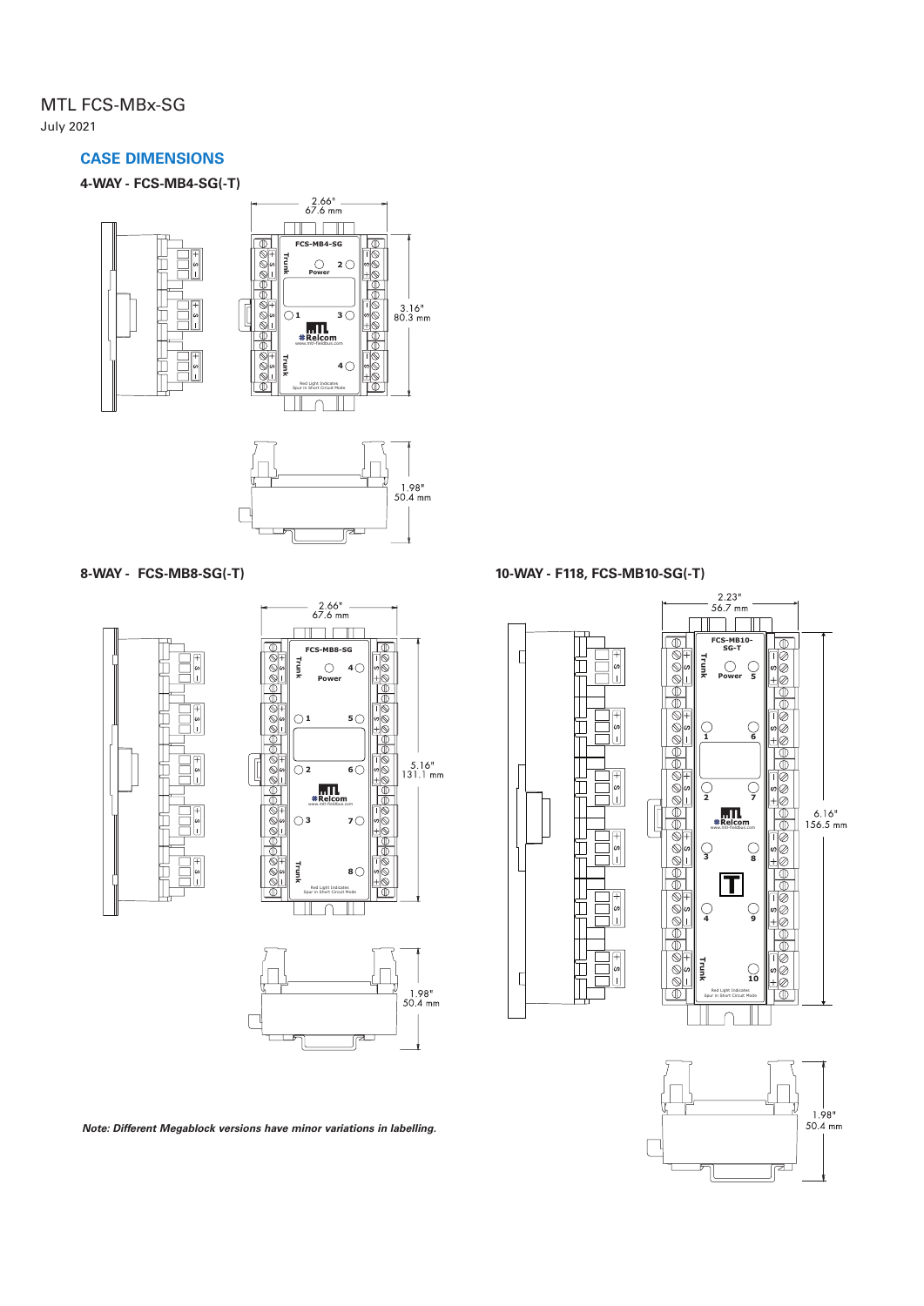MTL FCS-MBx-SG

July 2021

## CASE DIMENSIONS

### 4-WAY - FCS-MB4-SG(-T)

2.66"
67.6 mm

3.16"
80.3 mm

1.98"
50.4 mm

### 8-WAY - FCS-MB8-SG(-T)

2.66"
67.6 mm

5.16"
131.1 mm

1.98"
50.4 mm

### 10-WAY - F118, FCS-MB10-SG(-T)

2.23"
56.7 mm

6.16"
156.5 mm

1.98"
50.4 mm

***Note: Different Megablock versions have minor variations in labelling.***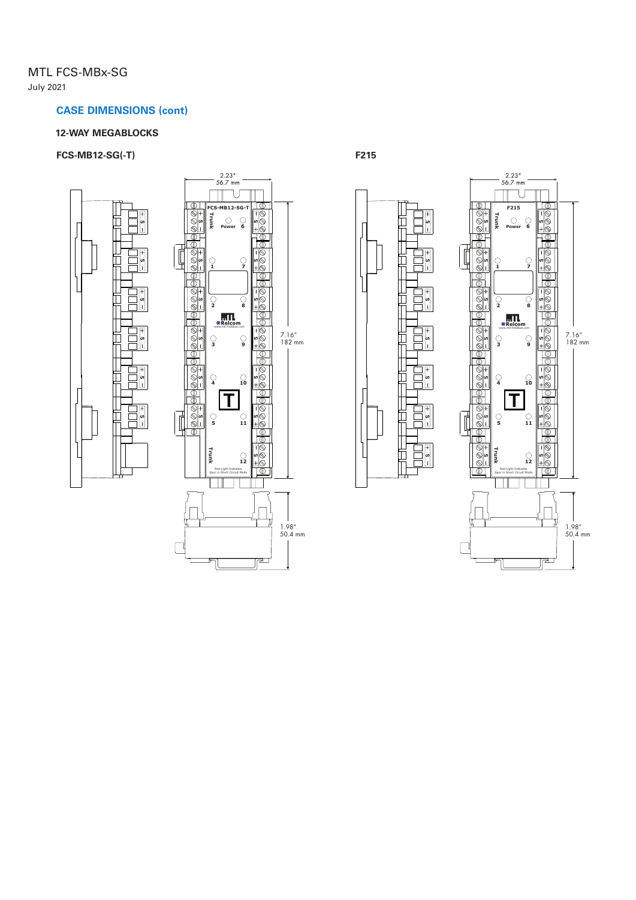MTL FCS-MBx-SG

July 2021

## CASE DIMENSIONS (cont)

### 12-WAY MEGABLOCKS

**FCS-MB12-SG(-T)**

2.23″
56.7 mm

7.16″
182 mm

1.98″
50.4 mm

**F215**

2.23″
56.7 mm

7.16″
182 mm

1.98″
50.4 mm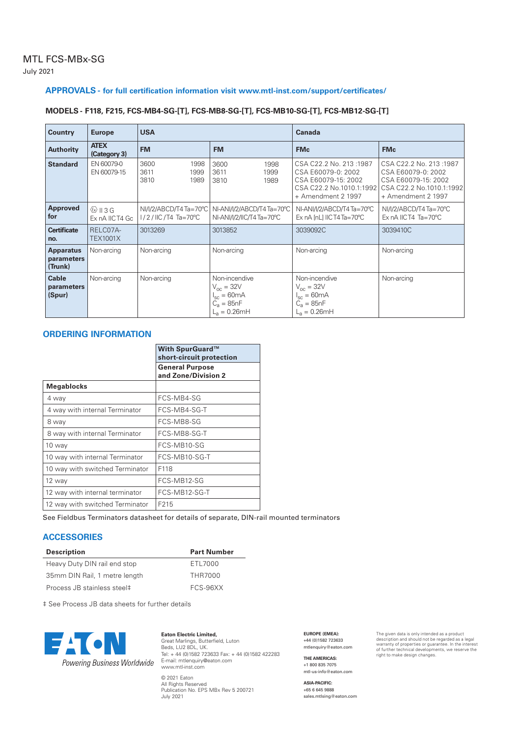MTL FCS-MBx-SG
July 2021

## APPROVALS - for full certification information visit www.mtl-inst.com/support/certificates/

**MODELS - F118, F215, FCS-MB4-SG-[T], FCS-MB8-SG-[T], FCS-MB10-SG-[T], FCS-MB12-SG-[T]**

| **Country** | **Europe** | **USA** | | **Canada** | |
|---|---|---|---|---|---|
| **Authority** | **ATEX (Category 3)** | **FM** | **FM** | **FMc** | **FMc** |
| **Standard** | EN 60079-0<br>EN 60079-15 | 3600 1998<br>3611 1999<br>3810 1989 | 3600 1998<br>3611 1999<br>3810 1989 | CSA C22.2 No. 213 :1987<br>CSA E60079-0: 2002<br>CSA E60079-15: 2002<br>CSA C22.2 No.1010.1:1992 + Amendment 2 1997 | CSA C22.2 No. 213 :1987<br>CSA E60079-0: 2002<br>CSA E60079-15: 2002<br>CSA C22.2 No.1010.1:1992 + Amendment 2 1997 |
| **Approved for** | Ex II 3 G<br>Ex nA IICT4 Gc | NI/I/2/ABCD/T4 Ta=70ºC<br>I / 2 / IIC /T4 Ta=70ºC | NI-ANI/I/2/ABCD/T4 Ta=70ºC<br>NI-ANI/I/2/IIC/T4 Ta=70ºC | NI-ANI/I/2/ABCD/T4 Ta=70ºC<br>Ex nA [nL] IICT4 Ta=70ºC | NI/I/2/ABCD/T4 Ta=70ºC<br>Ex nA IICT4 Ta=70ºC |
| **Certificate no.** | RELC07A-TEX1001X | 3013269 | 3013852 | 3039092C | 3039410C |
| **Apparatus parameters (Trunk)** | Non-arcing | Non-arcing | Non-arcing | Non-arcing | Non-arcing |
| **Cable parameters (Spur)** | Non-arcing | Non-arcing | Non-incendive<br>$V_{oc}$ = 32V<br>$I_{sc}$ = 60mA<br>$C_a$ = 85nF<br>$L_a$ = 0.26mH | Non-incendive<br>$V_{oc}$ = 32V<br>$I_{sc}$ = 60mA<br>$C_a$ = 85nF<br>$L_a$ = 0.26mH | Non-arcing |

## ORDERING INFORMATION

| | **With SpurGuard™ short-circuit protection** |
|---|---|
| | **General Purpose and Zone/Division 2** |
| **Megablocks** | |
| 4 way | FCS-MB4-SG |
| 4 way with internal Terminator | FCS-MB4-SG-T |
| 8 way | FCS-MB8-SG |
| 8 way with internal Terminator | FCS-MB8-SG-T |
| 10 way | FCS-MB10-SG |
| 10 way with internal Terminator | FCS-MB10-SG-T |
| 10 way with switched Terminator | F118 |
| 12 way | FCS-MB12-SG |
| 12 way with internal terminator | FCS-MB12-SG-T |
| 12 way with switched Terminator | F215 |

See Fieldbus Terminators datasheet for details of separate, DIN-rail mounted terminators

## ACCESSORIES

| **Description** | **Part Number** |
|---|---|
| Heavy Duty DIN rail end stop | ETL7000 |
| 35mm DIN Rail, 1 metre length | THR7000 |
| Process JB stainless steel‡ | FCS-96XX |

‡ See Process JB data sheets for further details

EATON
Powering Business Worldwide

**Eaton Electric Limited,**
Great Marlings, Butterfield, Luton
Beds, LU2 8DL, UK.
Tel: + 44 (0)1582 723633 Fax: + 44 (0)1582 422283
E-mail: mtlenquiry@eaton.com
www.mtl-inst.com

© 2021 Eaton
All Rights Reserved
Publication No. EPS MBx Rev 5 200721
July 2021

**EUROPE (EMEA):**
+44 (0)1582 723633
mtlenquiry@eaton.com

**THE AMERICAS:**
+1 800 835 7075
mtl-us-info@eaton.com

**ASIA-PACIFIC:**
+65 6 645 9888
sales.mtlsing@eaton.com

The given data is only intended as a product description and should not be regarded as a legal warranty of properties or guarantee. In the interest of further technical developments, we reserve the right to make design changes.